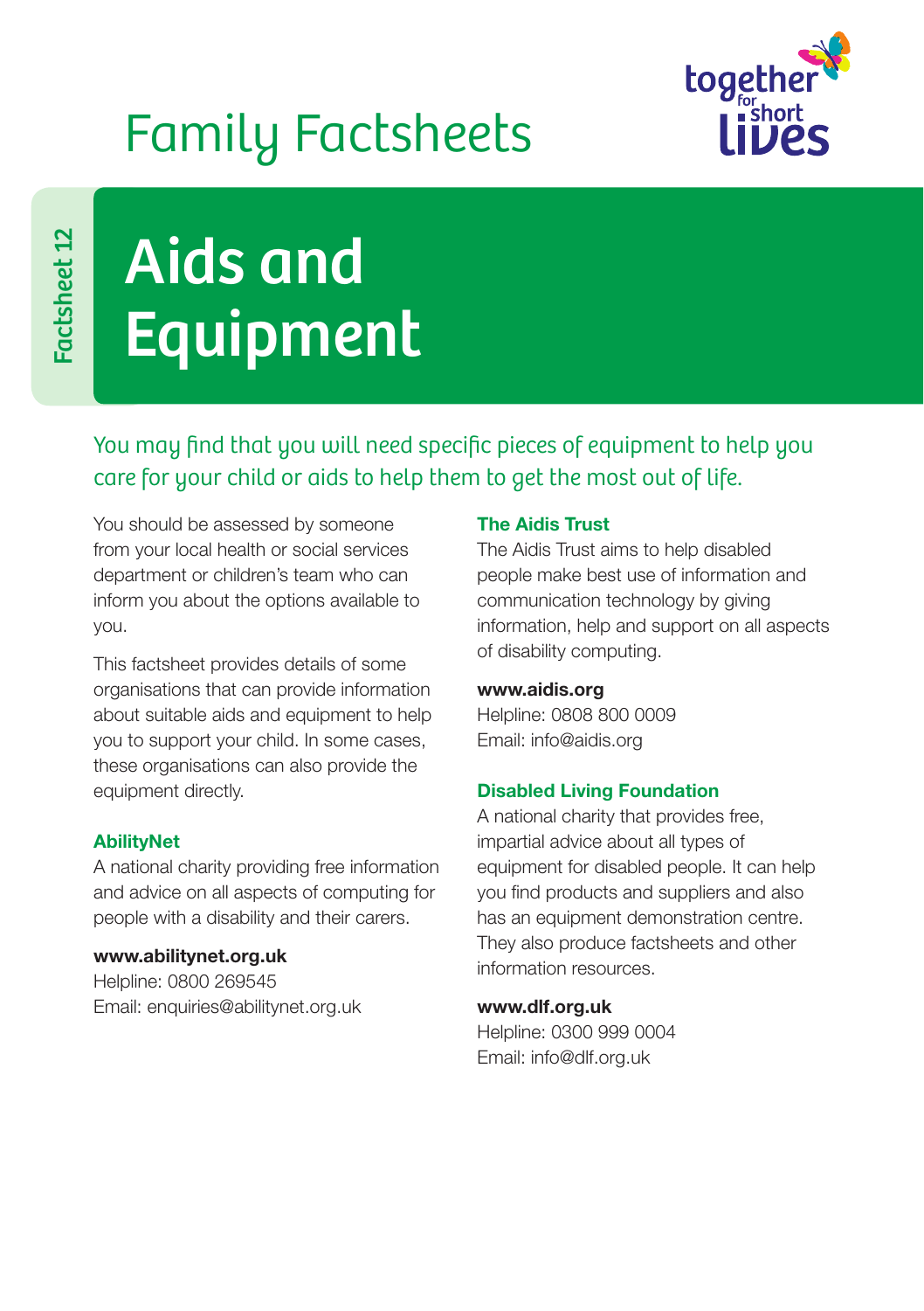Family Factsheets

together for short lives

Factsheet 12

# Aids and Equipment

You may find that you will need specific pieces of equipment to help you care for your child or aids to help them to get the most out of life.

You should be assessed by someone from your local health or social services department or children's team who can inform you about the options available to you.

This factsheet provides details of some organisations that can provide information about suitable aids and equipment to help you to support your child. In some cases, these organisations can also provide the equipment directly.

### AbilityNet

A national charity providing free information and advice on all aspects of computing for people with a disability and their carers.

**www.abilitynet.org.uk**
Helpline: 0800 269545
Email: enquiries@abilitynet.org.uk

### The Aidis Trust

The Aidis Trust aims to help disabled people make best use of information and communication technology by giving information, help and support on all aspects of disability computing.

**www.aidis.org**
Helpline: 0808 800 0009
Email: info@aidis.org

### Disabled Living Foundation

A national charity that provides free, impartial advice about all types of equipment for disabled people. It can help you find products and suppliers and also has an equipment demonstration centre. They also produce factsheets and other information resources.

**www.dlf.org.uk**
Helpline: 0300 999 0004
Email: info@dlf.org.uk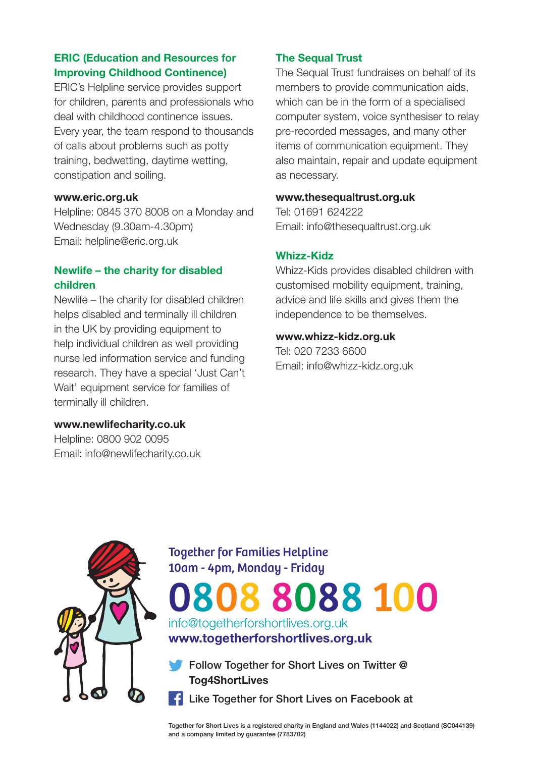### ERIC (Education and Resources for Improving Childhood Continence)

ERIC's Helpline service provides support for children, parents and professionals who deal with childhood continence issues. Every year, the team respond to thousands of calls about problems such as potty training, bedwetting, daytime wetting, constipation and soiling.

**www.eric.org.uk**
Helpline: 0845 370 8008 on a Monday and Wednesday (9.30am-4.30pm)
Email: helpline@eric.org.uk

### Newlife – the charity for disabled children

Newlife – the charity for disabled children helps disabled and terminally ill children in the UK by providing equipment to help individual children as well providing nurse led information service and funding research. They have a special 'Just Can't Wait' equipment service for families of terminally ill children.

**www.newlifecharity.co.uk**
Helpline: 0800 902 0095
Email: info@newlifecharity.co.uk

### The Sequal Trust

The Sequal Trust fundraises on behalf of its members to provide communication aids, which can be in the form of a specialised computer system, voice synthesiser to relay pre-recorded messages, and many other items of communication equipment. They also maintain, repair and update equipment as necessary.

**www.thesequaltrust.org.uk**
Tel: 01691 624222
Email: info@thesequaltrust.org.uk

### Whizz-Kidz

Whizz-Kids provides disabled children with customised mobility equipment, training, advice and life skills and gives them the independence to be themselves.

**www.whizz-kidz.org.uk**
Tel: 020 7233 6600
Email: info@whizz-kidz.org.uk

Together for Families Helpline
10am - 4pm, Monday - Friday

# 0808 8088 100

info@togetherforshortlives.org.uk
**www.togetherforshortlives.org.uk**

**Follow Together for Short Lives on Twitter @ Tog4ShortLives**

**Like Together for Short Lives on Facebook at**

Together for Short Lives is a registered charity in England and Wales (1144022) and Scotland (SC044139) and a company limited by guarantee (7783702)